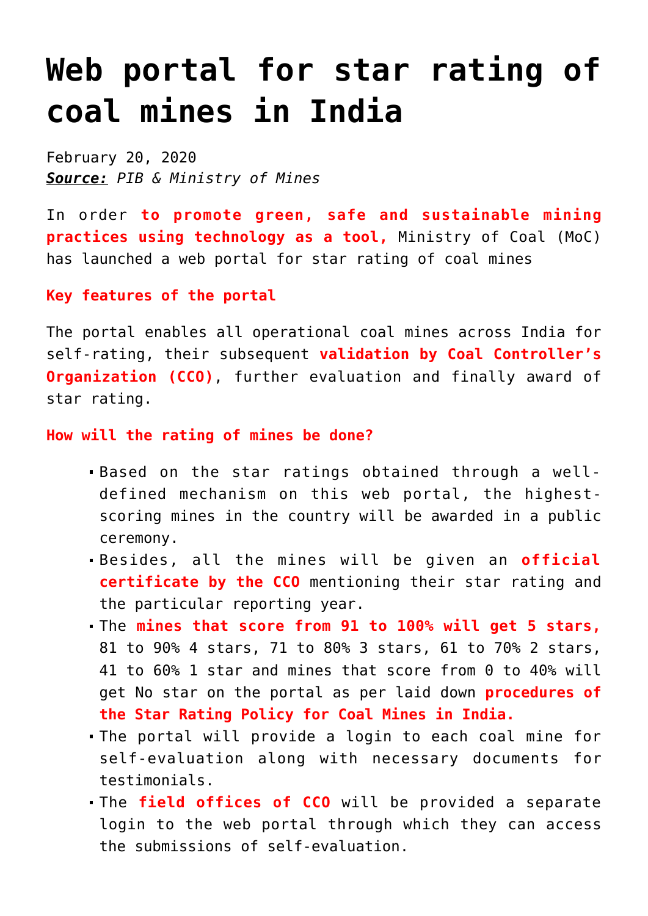# Web portal for star rating of coal mines in India

February 20, 2020
***Source:*** *PIB & Ministry of Mines*

In order **to promote green, safe and sustainable mining practices using technology as a tool,** Ministry of Coal (MoC) has launched a web portal for star rating of coal mines

**Key features of the portal**

The portal enables all operational coal mines across India for self-rating, their subsequent **validation by Coal Controller's Organization (CCO)**, further evaluation and finally award of star rating.

**How will the rating of mines be done?**

- Based on the star ratings obtained through a well-defined mechanism on this web portal, the highest-scoring mines in the country will be awarded in a public ceremony.
- Besides, all the mines will be given an **official certificate by the CCO** mentioning their star rating and the particular reporting year.
- The **mines that score from 91 to 100% will get 5 stars,** 81 to 90% 4 stars, 71 to 80% 3 stars, 61 to 70% 2 stars, 41 to 60% 1 star and mines that score from 0 to 40% will get No star on the portal as per laid down **procedures of the Star Rating Policy for Coal Mines in India.**
- The portal will provide a login to each coal mine for self-evaluation along with necessary documents for testimonials.
- The **field offices of CCO** will be provided a separate login to the web portal through which they can access the submissions of self-evaluation.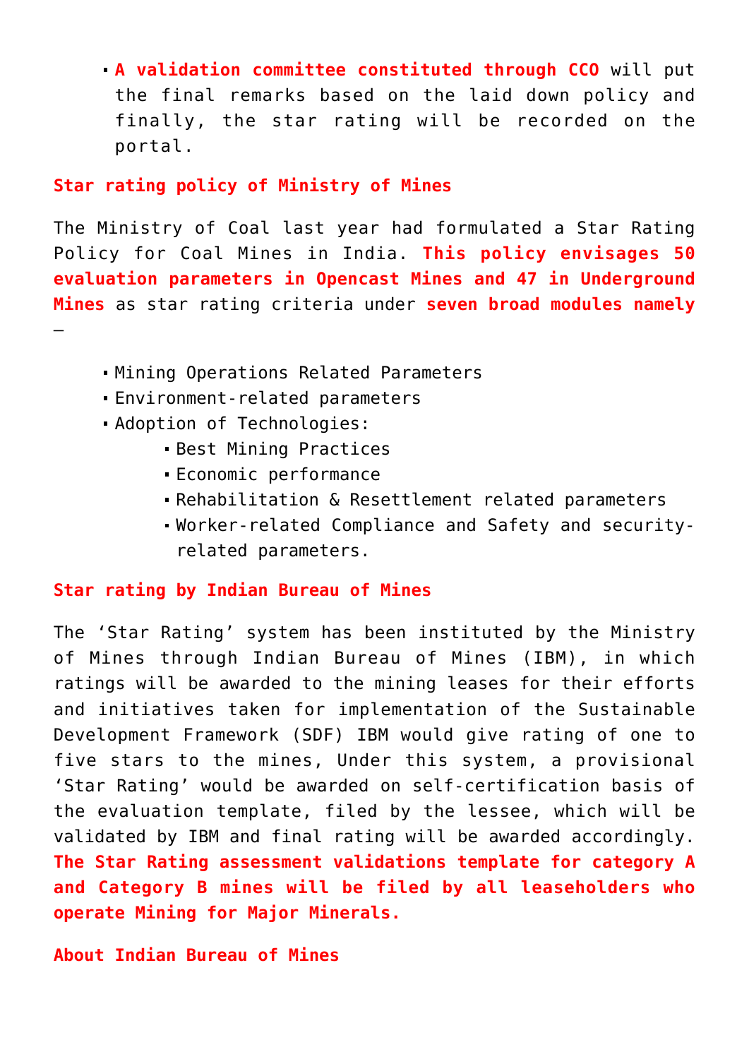- **A validation committee constituted through CCO** will put the final remarks based on the laid down policy and finally, the star rating will be recorded on the portal.

**Star rating policy of Ministry of Mines**

The Ministry of Coal last year had formulated a Star Rating Policy for Coal Mines in India. **This policy envisages 50 evaluation parameters in Opencast Mines and 47 in Underground Mines** as star rating criteria under **seven broad modules namely –**

- Mining Operations Related Parameters
- Environment-related parameters
- Adoption of Technologies:
  - Best Mining Practices
  - Economic performance
  - Rehabilitation & Resettlement related parameters
  - Worker-related Compliance and Safety and security-related parameters.

**Star rating by Indian Bureau of Mines**

The 'Star Rating' system has been instituted by the Ministry of Mines through Indian Bureau of Mines (IBM), in which ratings will be awarded to the mining leases for their efforts and initiatives taken for implementation of the Sustainable Development Framework (SDF) IBM would give rating of one to five stars to the mines, Under this system, a provisional 'Star Rating' would be awarded on self-certification basis of the evaluation template, filed by the lessee, which will be validated by IBM and final rating will be awarded accordingly. **The Star Rating assessment validations template for category A and Category B mines will be filed by all leaseholders who operate Mining for Major Minerals.**

**About Indian Bureau of Mines**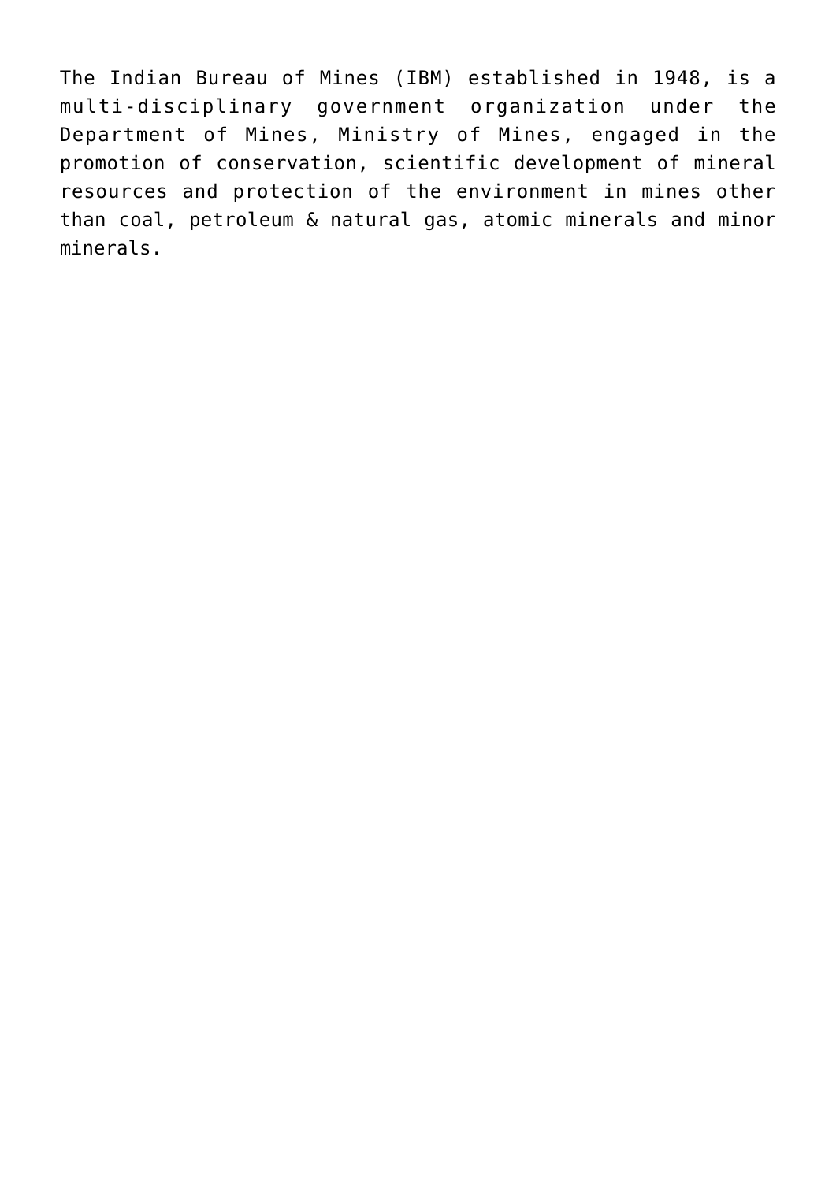The Indian Bureau of Mines (IBM) established in 1948, is a multi-disciplinary government organization under the Department of Mines, Ministry of Mines, engaged in the promotion of conservation, scientific development of mineral resources and protection of the environment in mines other than coal, petroleum & natural gas, atomic minerals and minor minerals.